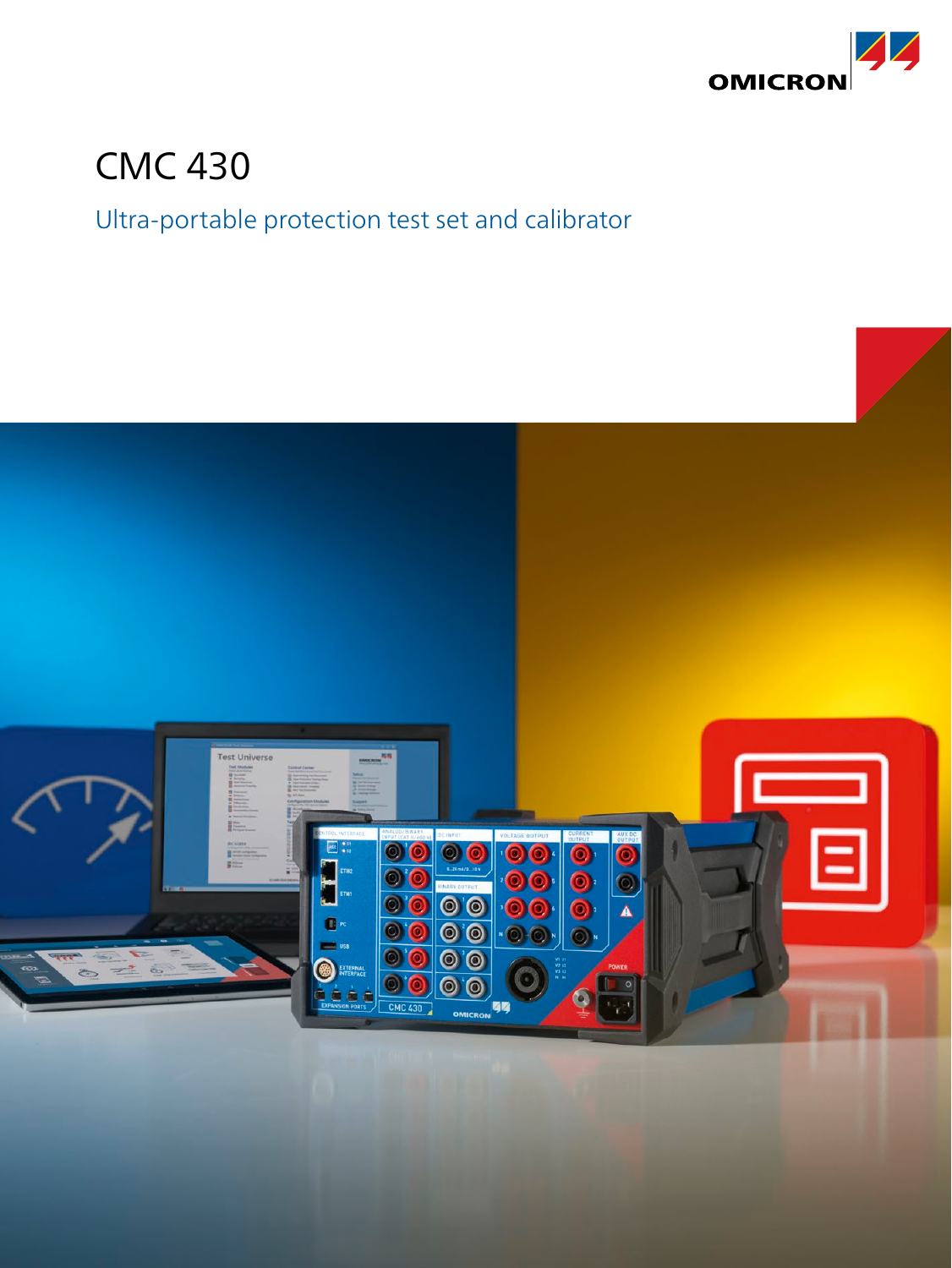# CMC 430

## Ultra-portable protection test set and calibrator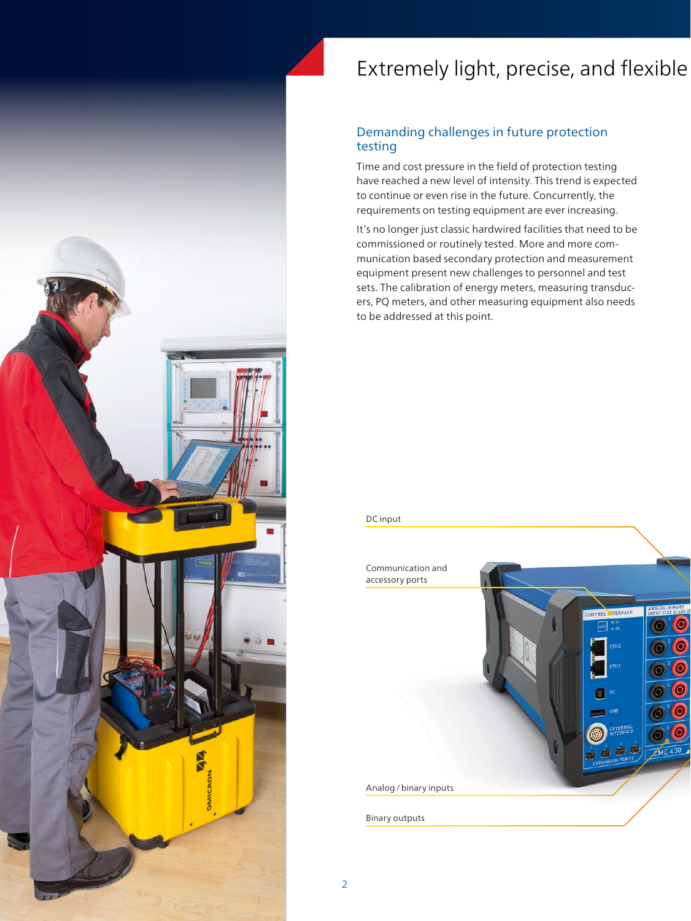# Extremely light, precise, and flexible

## Demanding challenges in future protection testing

Time and cost pressure in the field of protection testing have reached a new level of intensity. This trend is expected to continue or even rise in the future. Concurrently, the requirements on testing equipment are ever increasing.

It's no longer just classic hardwired facilities that need to be commissioned or routinely tested. More and more communication based secondary protection and measurement equipment present new challenges to personnel and test sets. The calibration of energy meters, measuring transducers, PQ meters, and other measuring equipment also needs to be addressed at this point.

DC input

Communication and accessory ports

Analog / binary inputs

Binary outputs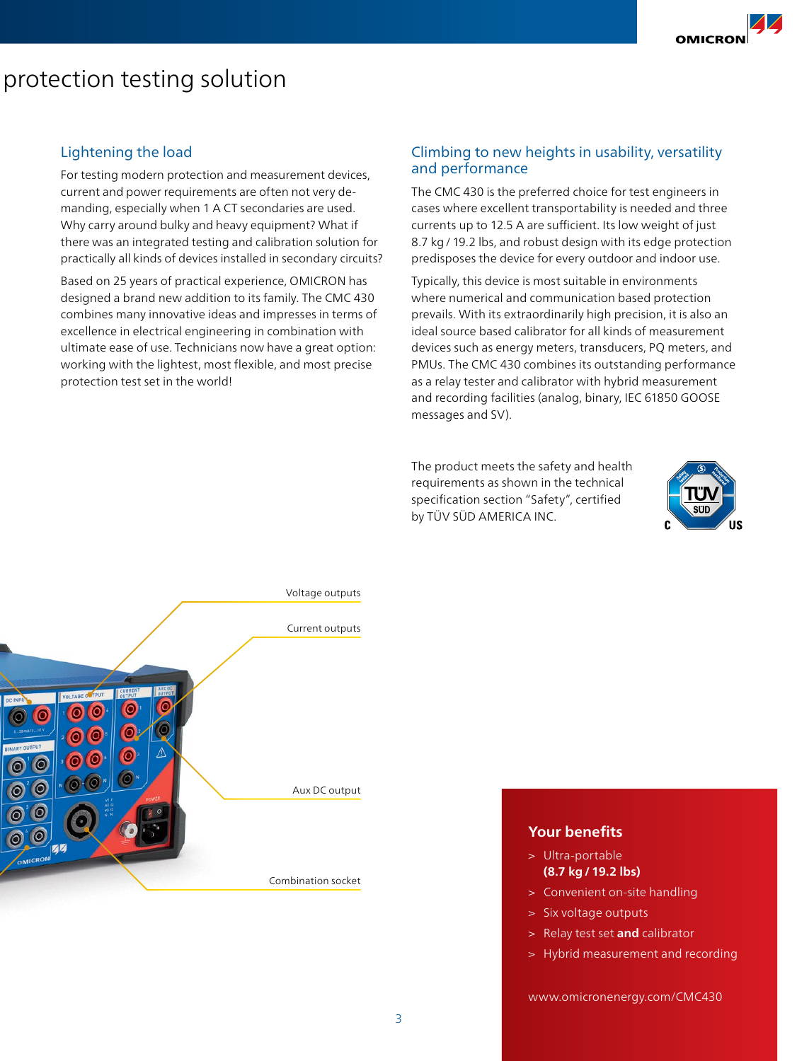# protection testing solution

## Lightening the load

For testing modern protection and measurement devices, current and power requirements are often not very demanding, especially when 1 A CT secondaries are used. Why carry around bulky and heavy equipment? What if there was an integrated testing and calibration solution for practically all kinds of devices installed in secondary circuits?

Based on 25 years of practical experience, OMICRON has designed a brand new addition to its family. The CMC 430 combines many innovative ideas and impresses in terms of excellence in electrical engineering in combination with ultimate ease of use. Technicians now have a great option: working with the lightest, most flexible, and most precise protection test set in the world!

## Climbing to new heights in usability, versatility and performance

The CMC 430 is the preferred choice for test engineers in cases where excellent transportability is needed and three currents up to 12.5 A are sufficient. Its low weight of just 8.7 kg / 19.2 lbs, and robust design with its edge protection predisposes the device for every outdoor and indoor use.

Typically, this device is most suitable in environments where numerical and communication based protection prevails. With its extraordinarily high precision, it is also an ideal source based calibrator for all kinds of measurement devices such as energy meters, transducers, PQ meters, and PMUs. The CMC 430 combines its outstanding performance as a relay tester and calibrator with hybrid measurement and recording facilities (analog, binary, IEC 61850 GOOSE messages and SV).

The product meets the safety and health requirements as shown in the technical specification section "Safety", certified by TÜV SÜD AMERICA INC.

Voltage outputs

Current outputs

Aux DC output

Combination socket

### Your benefits

- Ultra-portable **(8.7 kg / 19.2 lbs)**
- Convenient on-site handling
- Six voltage outputs
- Relay test set **and** calibrator
- Hybrid measurement and recording

www.omicronenergy.com/CMC430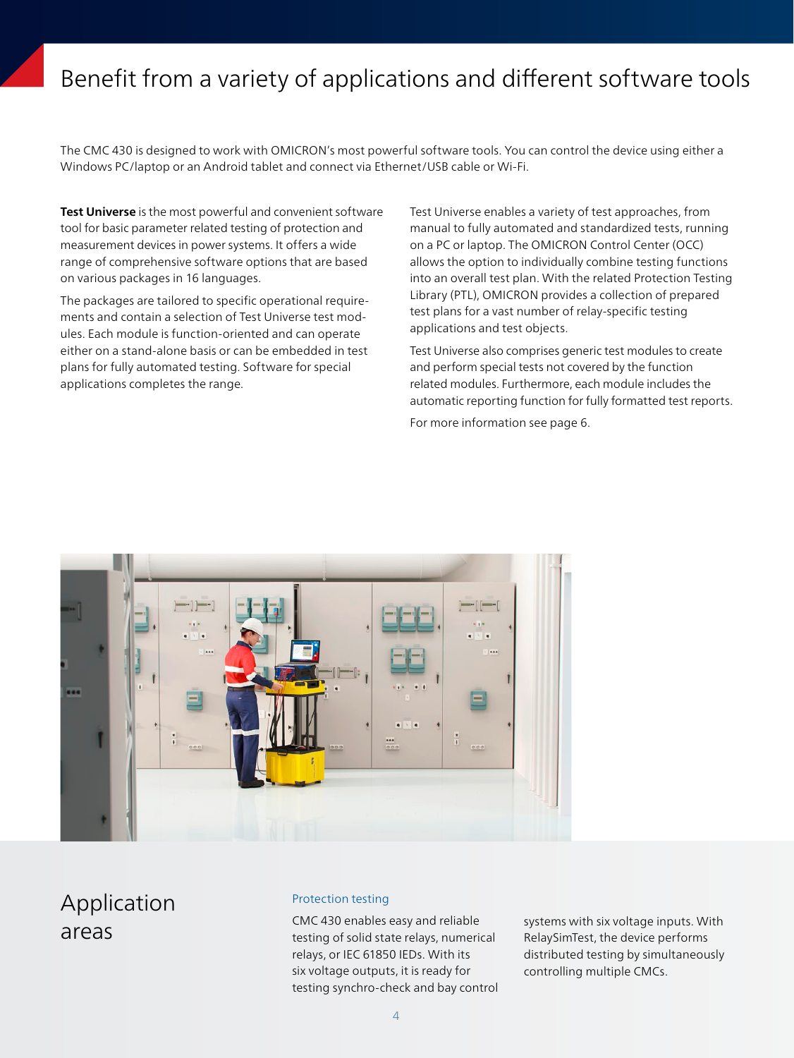# Benefit from a variety of applications and different software tools

The CMC 430 is designed to work with OMICRON's most powerful software tools. You can control the device using either a Windows PC/laptop or an Android tablet and connect via Ethernet/USB cable or Wi-Fi.

**Test Universe** is the most powerful and convenient software tool for basic parameter related testing of protection and measurement devices in power systems. It offers a wide range of comprehensive software options that are based on various packages in 16 languages.

The packages are tailored to specific operational requirements and contain a selection of Test Universe test modules. Each module is function-oriented and can operate either on a stand-alone basis or can be embedded in test plans for fully automated testing. Software for special applications completes the range.

Test Universe enables a variety of test approaches, from manual to fully automated and standardized tests, running on a PC or laptop. The OMICRON Control Center (OCC) allows the option to individually combine testing functions into an overall test plan. With the related Protection Testing Library (PTL), OMICRON provides a collection of prepared test plans for a vast number of relay-specific testing applications and test objects.

Test Universe also comprises generic test modules to create and perform special tests not covered by the function related modules. Furthermore, each module includes the automatic reporting function for fully formatted test reports.

For more information see page 6.

## Application areas

### Protection testing

CMC 430 enables easy and reliable testing of solid state relays, numerical relays, or IEC 61850 IEDs. With its six voltage outputs, it is ready for testing synchro-check and bay control systems with six voltage inputs. With RelaySimTest, the device performs distributed testing by simultaneously controlling multiple CMCs.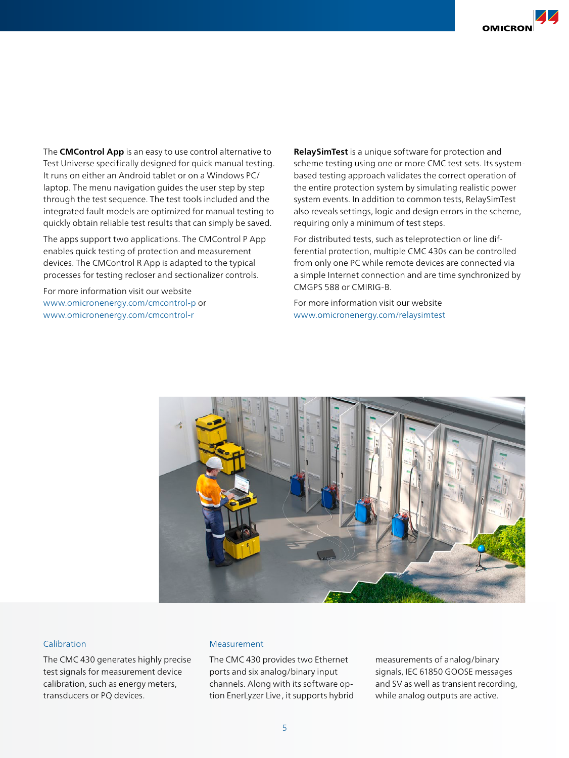The **CMControl App** is an easy to use control alternative to Test Universe specifically designed for quick manual testing. It runs on either an Android tablet or on a Windows PC/laptop. The menu navigation guides the user step by step through the test sequence. The test tools included and the integrated fault models are optimized for manual testing to quickly obtain reliable test results that can simply be saved.

The apps support two applications. The CMControl P App enables quick testing of protection and measurement devices. The CMControl R App is adapted to the typical processes for testing recloser and sectionalizer controls.

For more information visit our website
www.omicronenergy.com/cmcontrol-p or
www.omicronenergy.com/cmcontrol-r

**RelaySimTest** is a unique software for protection and scheme testing using one or more CMC test sets. Its system-based testing approach validates the correct operation of the entire protection system by simulating realistic power system events. In addition to common tests, RelaySimTest also reveals settings, logic and design errors in the scheme, requiring only a minimum of test steps.

For distributed tests, such as teleprotection or line differential protection, multiple CMC 430s can be controlled from only one PC while remote devices are connected via a simple Internet connection and are time synchronized by CMGPS 588 or CMIRIG-B.

For more information visit our website
www.omicronenergy.com/relaysimtest

### Calibration

The CMC 430 generates highly precise test signals for measurement device calibration, such as energy meters, transducers or PQ devices.

### Measurement

The CMC 430 provides two Ethernet ports and six analog/binary input channels. Along with its software option EnerLyzer Live, it supports hybrid measurements of analog/binary signals, IEC 61850 GOOSE messages and SV as well as transient recording, while analog outputs are active.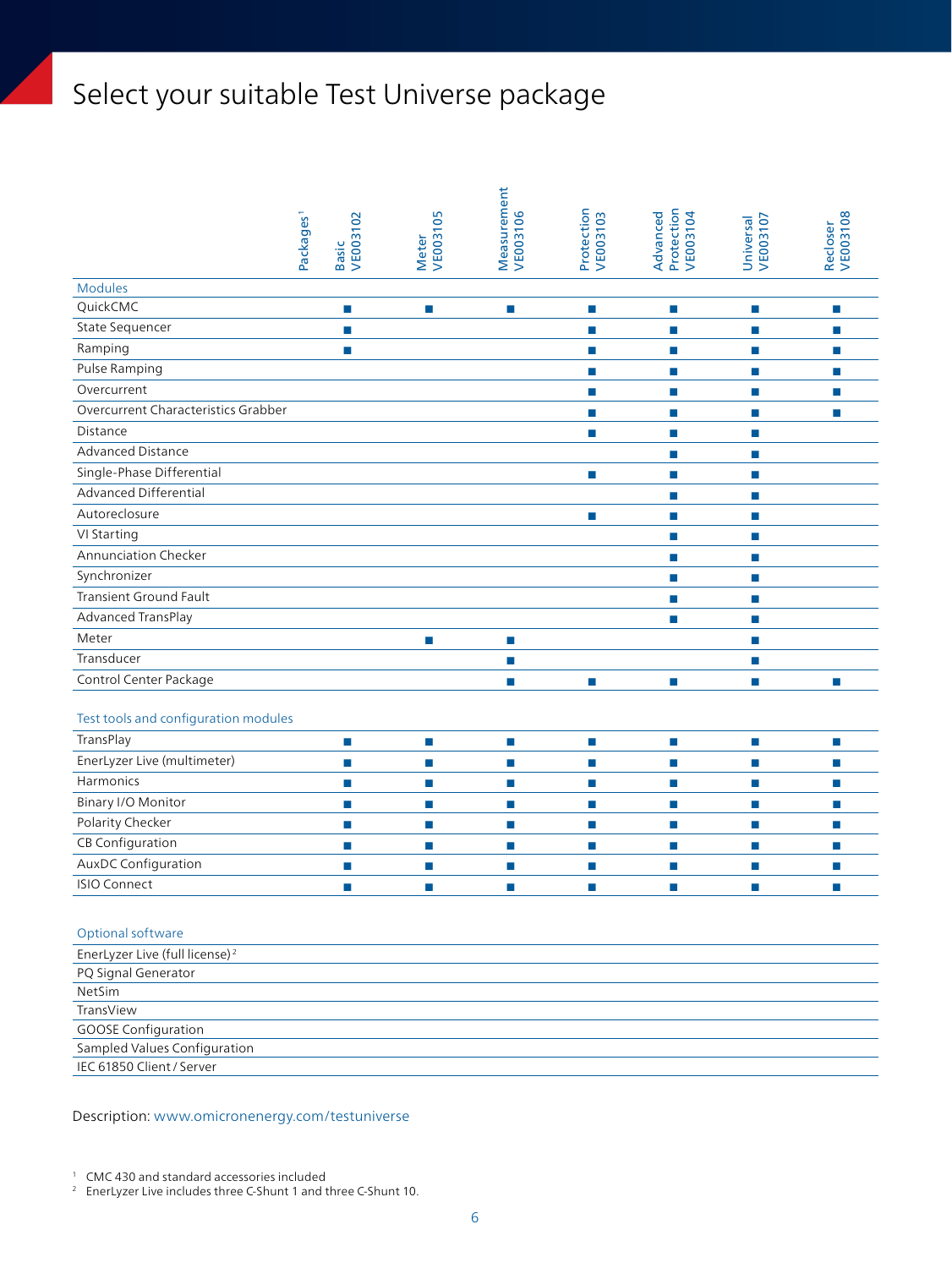# Select your suitable Test Universe package

| Packages[1] | Basic VE003102 | Meter VE003105 | Measurement VE003106 | Protection VE003103 | Advanced Protection VE003104 | Universal VE003107 | Recloser VE003108 |
|---|---|---|---|---|---|---|---|
| **Modules** | | | | | | | |
| QuickCMC | ■ | ■ | ■ | ■ | ■ | ■ | ■ |
| State Sequencer | ■ | | | ■ | ■ | ■ | ■ |
| Ramping | ■ | | | ■ | ■ | ■ | ■ |
| Pulse Ramping | | | | ■ | ■ | ■ | ■ |
| Overcurrent | | | | ■ | ■ | ■ | ■ |
| Overcurrent Characteristics Grabber | | | | ■ | ■ | ■ | ■ |
| Distance | | | | ■ | ■ | ■ | |
| Advanced Distance | | | | | ■ | ■ | |
| Single-Phase Differential | | | | ■ | ■ | ■ | |
| Advanced Differential | | | | | ■ | ■ | |
| Autoreclosure | | | | ■ | ■ | ■ | |
| VI Starting | | | | | ■ | ■ | |
| Annunciation Checker | | | | | ■ | ■ | |
| Synchronizer | | | | | ■ | ■ | |
| Transient Ground Fault | | | | | ■ | ■ | |
| Advanced TransPlay | | | | | ■ | ■ | |
| Meter | | ■ | ■ | | | ■ | |
| Transducer | | | ■ | | | ■ | |
| Control Center Package | | | ■ | ■ | ■ | ■ | ■ |
| **Test tools and configuration modules** | | | | | | | |
| TransPlay | ■ | ■ | ■ | ■ | ■ | ■ | ■ |
| EnerLyzer Live (multimeter) | ■ | ■ | ■ | ■ | ■ | ■ | ■ |
| Harmonics | ■ | ■ | ■ | ■ | ■ | ■ | ■ |
| Binary I/O Monitor | ■ | ■ | ■ | ■ | ■ | ■ | ■ |
| Polarity Checker | ■ | ■ | ■ | ■ | ■ | ■ | ■ |
| CB Configuration | ■ | ■ | ■ | ■ | ■ | ■ | ■ |
| AuxDC Configuration | ■ | ■ | ■ | ■ | ■ | ■ | ■ |
| ISIO Connect | ■ | ■ | ■ | ■ | ■ | ■ | ■ |
| **Optional software** | | | | | | | |
| EnerLyzer Live (full license)[2] | | | | | | | |
| PQ Signal Generator | | | | | | | |
| NetSim | | | | | | | |
| TransView | | | | | | | |
| GOOSE Configuration | | | | | | | |
| Sampled Values Configuration | | | | | | | |
| IEC 61850 Client / Server | | | | | | | |

Description: www.omicronenergy.com/testuniverse

[1] CMC 430 and standard accessories included

[2] EnerLyzer Live includes three C-Shunt 1 and three C-Shunt 10.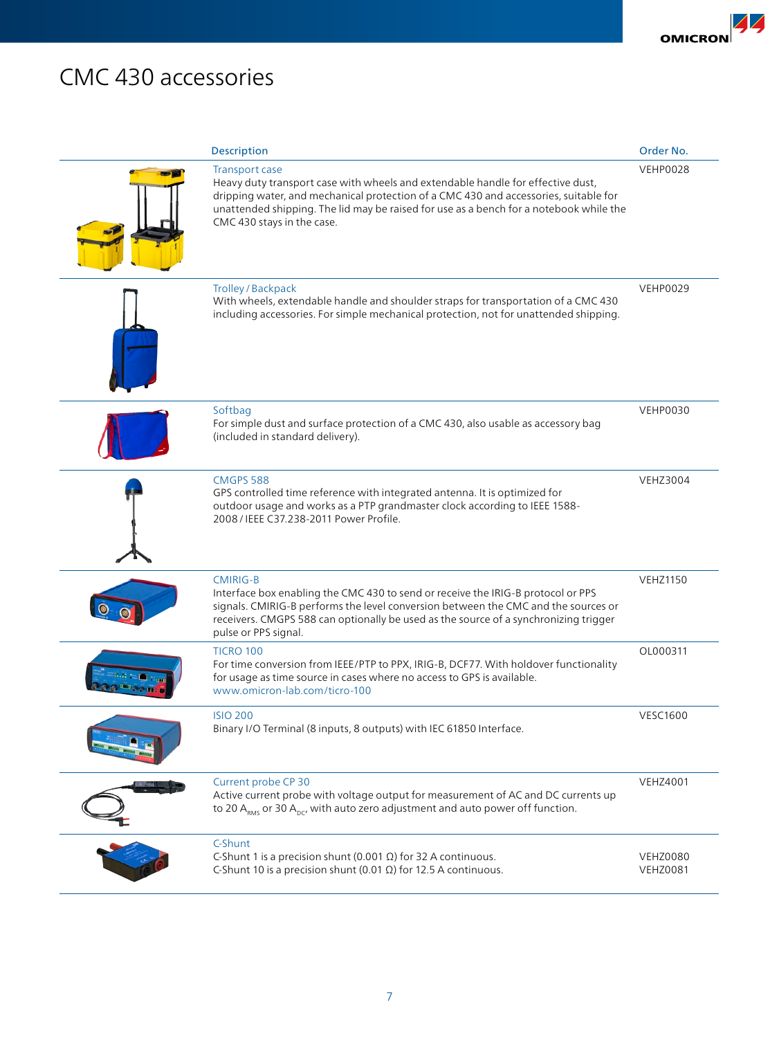# CMC 430 accessories

| Description | Order No. |
|---|---|
| Transport case<br>Heavy duty transport case with wheels and extendable handle for effective dust, dripping water, and mechanical protection of a CMC 430 and accessories, suitable for unattended shipping. The lid may be raised for use as a bench for a notebook while the CMC 430 stays in the case. | VEHP0028 |
| Trolley / Backpack<br>With wheels, extendable handle and shoulder straps for transportation of a CMC 430 including accessories. For simple mechanical protection, not for unattended shipping. | VEHP0029 |
| Softbag<br>For simple dust and surface protection of a CMC 430, also usable as accessory bag (included in standard delivery). | VEHP0030 |
| CMGPS 588<br>GPS controlled time reference with integrated antenna. It is optimized for outdoor usage and works as a PTP grandmaster clock according to IEEE 1588-2008 / IEEE C37.238-2011 Power Profile. | VEHZ3004 |
| CMIRIG-B<br>Interface box enabling the CMC 430 to send or receive the IRIG-B protocol or PPS signals. CMIRIG-B performs the level conversion between the CMC and the sources or receivers. CMGPS 588 can optionally be used as the source of a synchronizing trigger pulse or PPS signal. | VEHZ1150 |
| TICRO 100<br>For time conversion from IEEE/PTP to PPX, IRIG-B, DCF77. With holdover functionality for usage as time source in cases where no access to GPS is available.<br>www.omicron-lab.com/ticro-100 | OL000311 |
| ISIO 200<br>Binary I/O Terminal (8 inputs, 8 outputs) with IEC 61850 Interface. | VESC1600 |
| Current probe CP 30<br>Active current probe with voltage output for measurement of AC and DC currents up to 20 $A_{RMS}$ or 30 $A_{DC}$, with auto zero adjustment and auto power off function. | VEHZ4001 |
| C-Shunt<br>C-Shunt 1 is a precision shunt (0.001 Ω) for 32 A continuous.<br>C-Shunt 10 is a precision shunt (0.01 Ω) for 12.5 A continuous. | <br>VEHZ0080<br>VEHZ0081 |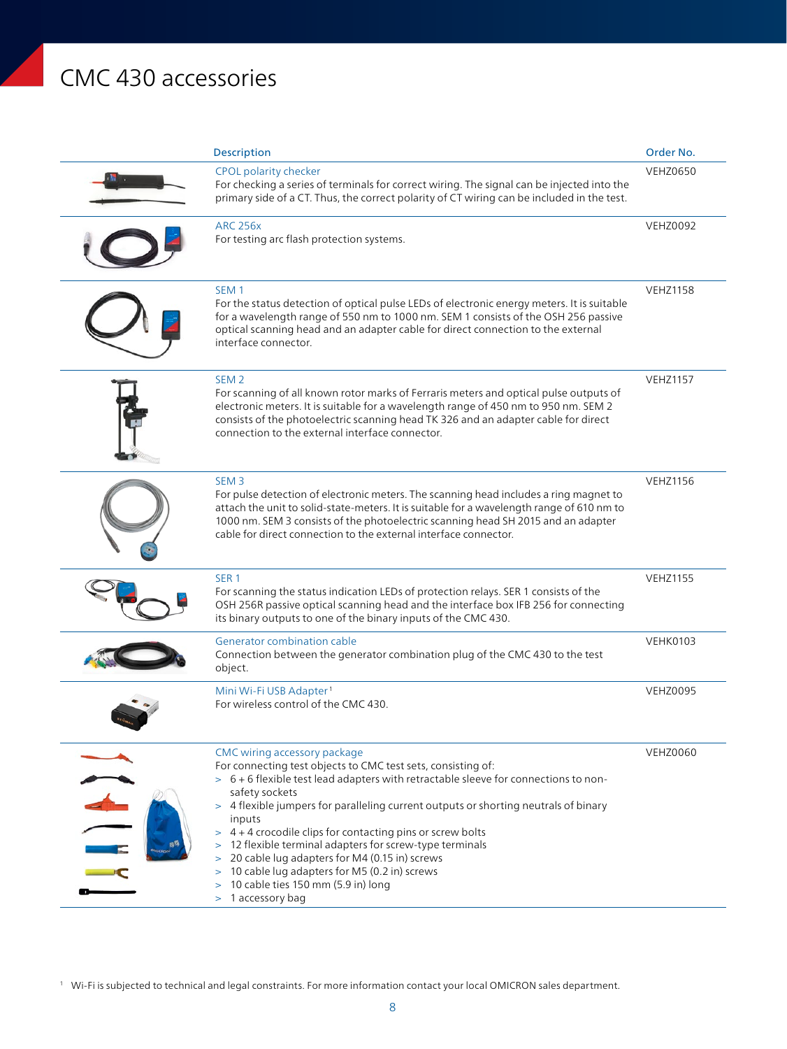# CMC 430 accessories

| Description | Order No. |
|---|---|
| CPOL polarity checker<br>For checking a series of terminals for correct wiring. The signal can be injected into the primary side of a CT. Thus, the correct polarity of CT wiring can be included in the test. | VEHZ0650 |
| ARC 256x<br>For testing arc flash protection systems. | VEHZ0092 |
| SEM 1<br>For the status detection of optical pulse LEDs of electronic energy meters. It is suitable for a wavelength range of 550 nm to 1000 nm. SEM 1 consists of the OSH 256 passive optical scanning head and an adapter cable for direct connection to the external interface connector. | VEHZ1158 |
| SEM 2<br>For scanning of all known rotor marks of Ferraris meters and optical pulse outputs of electronic meters. It is suitable for a wavelength range of 450 nm to 950 nm. SEM 2 consists of the photoelectric scanning head TK 326 and an adapter cable for direct connection to the external interface connector. | VEHZ1157 |
| SEM 3<br>For pulse detection of electronic meters. The scanning head includes a ring magnet to attach the unit to solid-state-meters. It is suitable for a wavelength range of 610 nm to 1000 nm. SEM 3 consists of the photoelectric scanning head SH 2015 and an adapter cable for direct connection to the external interface connector. | VEHZ1156 |
| SER 1<br>For scanning the status indication LEDs of protection relays. SER 1 consists of the OSH 256R passive optical scanning head and the interface box IFB 256 for connecting its binary outputs to one of the binary inputs of the CMC 430. | VEHZ1155 |
| Generator combination cable<br>Connection between the generator combination plug of the CMC 430 to the test object. | VEHK0103 |
| Mini Wi-Fi USB Adapter[1]<br>For wireless control of the CMC 430. | VEHZ0095 |
| CMC wiring accessory package<br>For connecting test objects to CMC test sets, consisting of:<br>> 6 + 6 flexible test lead adapters with retractable sleeve for connections to non-safety sockets<br>> 4 flexible jumpers for paralleling current outputs or shorting neutrals of binary inputs<br>> 4 + 4 crocodile clips for contacting pins or screw bolts<br>> 12 flexible terminal adapters for screw-type terminals<br>> 20 cable lug adapters for M4 (0.15 in) screws<br>> 10 cable lug adapters for M5 (0.2 in) screws<br>> 10 cable ties 150 mm (5.9 in) long<br>> 1 accessory bag | VEHZ0060 |

[1] Wi-Fi is subjected to technical and legal constraints. For more information contact your local OMICRON sales department.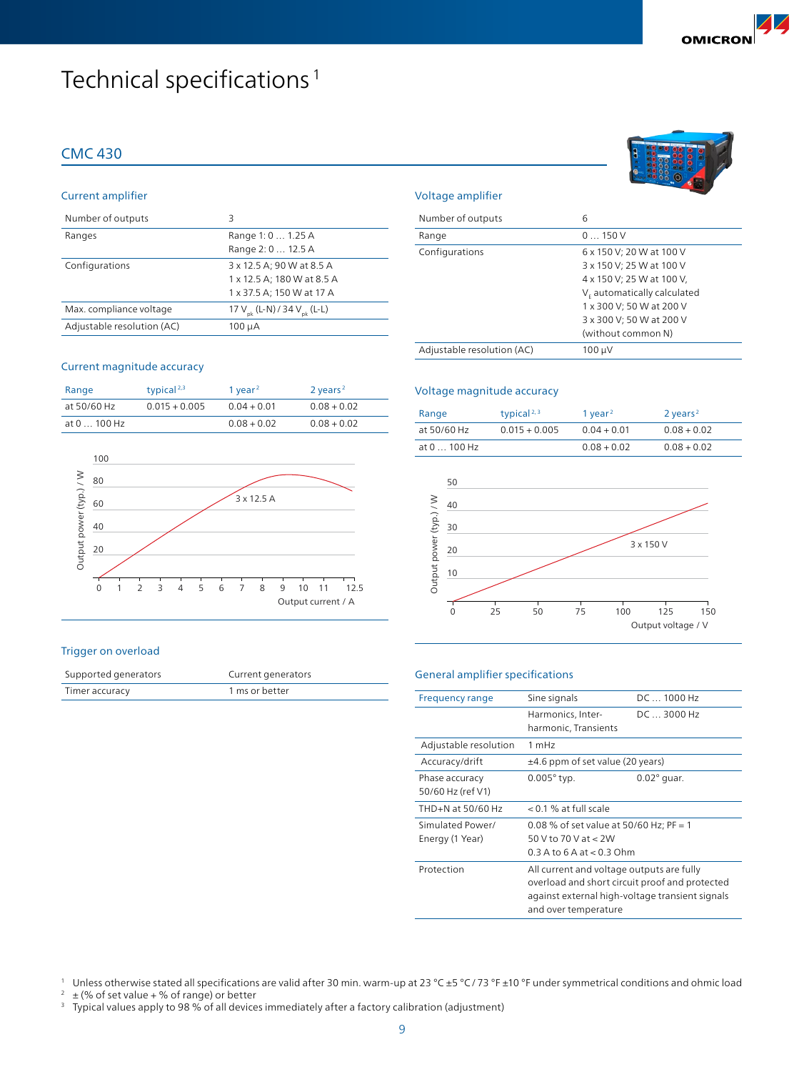# Technical specifications [1]

## CMC 430

### Current amplifier

| | |
|---|---|
| Number of outputs | 3 |
| Ranges | Range 1: 0 … 1.25 A<br>Range 2: 0 … 12.5 A |
| Configurations | 3 x 12.5 A; 90 W at 8.5 A<br>1 x 12.5 A; 180 W at 8.5 A<br>1 x 37.5 A; 150 W at 17 A |
| Max. compliance voltage | 17 $V_{pk}$ (L-N) / 34 $V_{pk}$ (L-L) |
| Adjustable resolution (AC) | 100 µA |

### Current magnitude accuracy

| Range | typical [2,3] | 1 year [2] | 2 years [2] |
|---|---|---|---|
| at 50/60 Hz | 0.015 + 0.005 | 0.04 + 0.01 | 0.08 + 0.02 |
| at 0 … 100 Hz | | 0.08 + 0.02 | 0.08 + 0.02 |

Output power (typ.) / W vs. Output current / A — 3 x 12.5 A

### Trigger on overload

| | |
|---|---|
| Supported generators | Current generators |
| Timer accuracy | 1 ms or better |

### Voltage amplifier

| | |
|---|---|
| Number of outputs | 6 |
| Range | 0 … 150 V |
| Configurations | 6 x 150 V; 20 W at 100 V<br>3 x 150 V; 25 W at 100 V<br>4 x 150 V; 25 W at 100 V,<br>$V_E$ automatically calculated<br>1 x 300 V; 50 W at 200 V<br>3 x 300 V; 50 W at 200 V<br>(without common N) |
| Adjustable resolution (AC) | 100 µV |

### Voltage magnitude accuracy

| Range | typical [2,3] | 1 year [2] | 2 years [2] |
|---|---|---|---|
| at 50/60 Hz | 0.015 + 0.005 | 0.04 + 0.01 | 0.08 + 0.02 |
| at 0 … 100 Hz | | 0.08 + 0.02 | 0.08 + 0.02 |

Output power (typ.) / W vs. Output voltage / V — 3 x 150 V

### General amplifier specifications

| | | |
|---|---|---|
| Frequency range | Sine signals | DC … 1000 Hz |
| | Harmonics, Inter-harmonic, Transients | DC … 3000 Hz |
| Adjustable resolution | 1 mHz | |
| Accuracy/drift | ±4.6 ppm of set value (20 years) | |
| Phase accuracy 50/60 Hz (ref V1) | 0.005° typ. | 0.02° guar. |
| THD+N at 50/60 Hz | < 0.1 % at full scale | |
| Simulated Power/ Energy (1 Year) | 0.08 % of set value at 50/60 Hz; PF = 1<br>50 V to 70 V at < 2W<br>0.3 A to 6 A at < 0.3 Ohm | |
| Protection | All current and voltage outputs are fully overload and short circuit proof and protected against external high-voltage transient signals and over temperature | |

[1] Unless otherwise stated all specifications are valid after 30 min. warm-up at 23 °C ±5 °C / 73 °F ±10 °F under symmetrical conditions and ohmic load
[2] ± (% of set value + % of range) or better
[3] Typical values apply to 98 % of all devices immediately after a factory calibration (adjustment)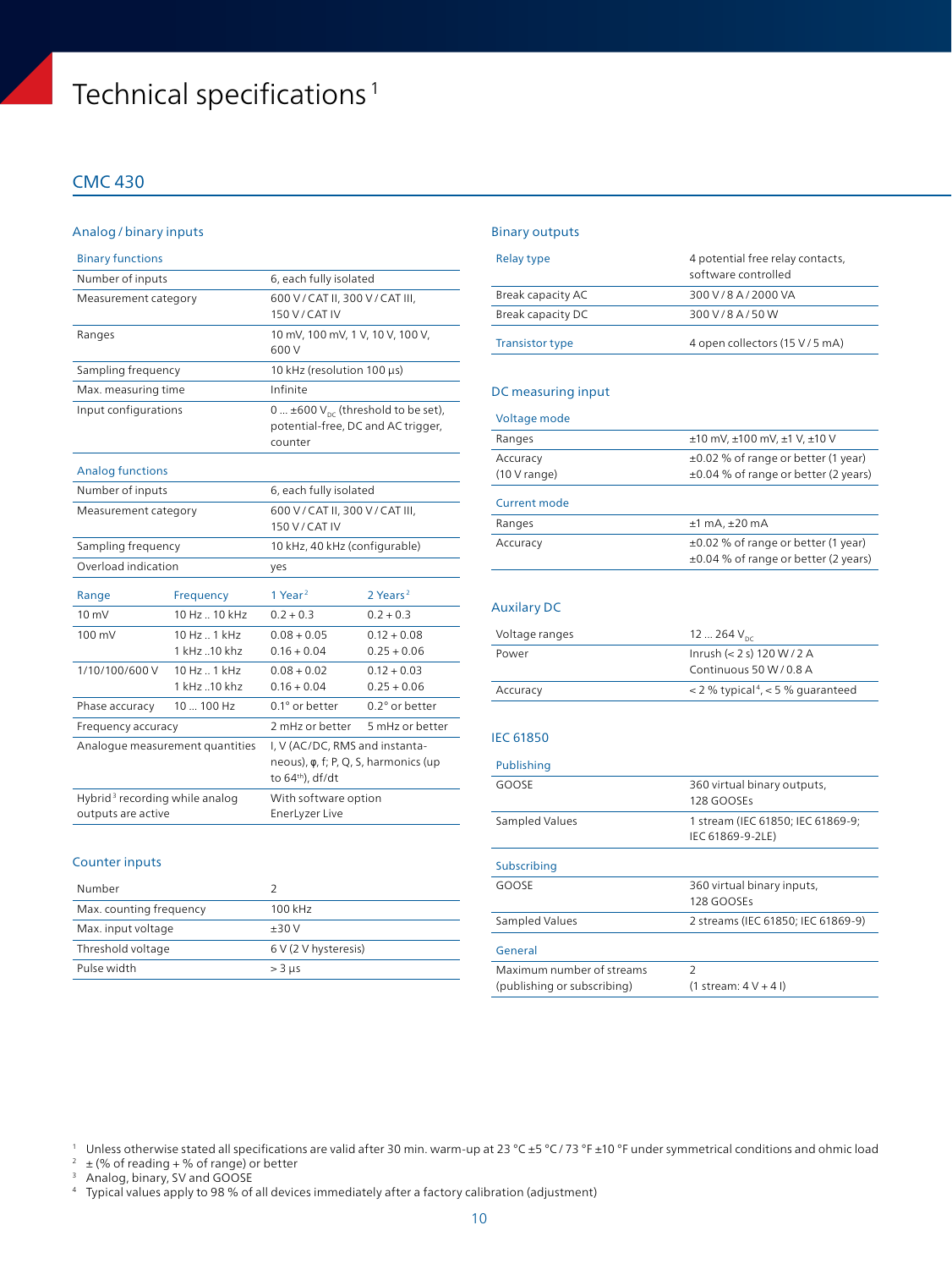# Technical specifications [1]

## CMC 430

### Analog / binary inputs

| Binary functions | |
|---|---|
| Number of inputs | 6, each fully isolated |
| Measurement category | 600 V / CAT II, 300 V / CAT III, 150 V / CAT IV |
| Ranges | 10 mV, 100 mV, 1 V, 10 V, 100 V, 600 V |
| Sampling frequency | 10 kHz (resolution 100 µs) |
| Max. measuring time | Infinite |
| Input configurations | 0 ... ±600 $V_{DC}$ (threshold to be set), potential-free, DC and AC trigger, counter |

| Analog functions | |
|---|---|
| Number of inputs | 6, each fully isolated |
| Measurement category | 600 V / CAT II, 300 V / CAT III, 150 V / CAT IV |
| Sampling frequency | 10 kHz, 40 kHz (configurable) |
| Overload indication | yes |

| Range | Frequency | 1 Year [2] | 2 Years [2] |
|---|---|---|---|
| 10 mV | 10 Hz .. 10 kHz | 0.2 + 0.3 | 0.2 + 0.3 |
| 100 mV | 10 Hz .. 1 kHz<br>1 kHz ..10 khz | 0.08 + 0.05<br>0.16 + 0.04 | 0.12 + 0.08<br>0.25 + 0.06 |
| 1/10/100/600 V | 10 Hz .. 1 kHz<br>1 kHz ..10 khz | 0.08 + 0.02<br>0.16 + 0.04 | 0.12 + 0.03<br>0.25 + 0.06 |
| Phase accuracy | 10 ... 100 Hz | 0.1° or better | 0.2° or better |
| Frequency accuracy | | 2 mHz or better | 5 mHz or better |
| Analogue measurement quantities | | I, V (AC/DC, RMS and instantaneous), φ, f; P, Q, S, harmonics (up to 64th), df/dt | |
| Hybrid [3] recording while analog outputs are active | | With software option EnerLyzer Live | |

### Counter inputs

| | |
|---|---|
| Number | 2 |
| Max. counting frequency | 100 kHz |
| Max. input voltage | ±30 V |
| Threshold voltage | 6 V (2 V hysteresis) |
| Pulse width | > 3 µs |

### Binary outputs

| | |
|---|---|
| Relay type | 4 potential free relay contacts, software controlled |
| Break capacity AC | 300 V / 8 A / 2000 VA |
| Break capacity DC | 300 V / 8 A / 50 W |
| Transistor type | 4 open collectors (15 V / 5 mA) |

### DC measuring input

| Voltage mode | |
|---|---|
| Ranges | ±10 mV, ±100 mV, ±1 V, ±10 V |
| Accuracy (10 V range) | ±0.02 % of range or better (1 year)<br>±0.04 % of range or better (2 years) |

| Current mode | |
|---|---|
| Ranges | ±1 mA, ±20 mA |
| Accuracy | ±0.02 % of range or better (1 year)<br>±0.04 % of range or better (2 years) |

### Auxilary DC

| | |
|---|---|
| Voltage ranges | 12 ... 264 $V_{DC}$ |
| Power | Inrush (< 2 s) 120 W / 2 A<br>Continuous 50 W / 0.8 A |
| Accuracy | < 2 % typical [4], < 5 % guaranteed |

### IEC 61850

| Publishing | |
|---|---|
| GOOSE | 360 virtual binary outputs, 128 GOOSEs |
| Sampled Values | 1 stream (IEC 61850; IEC 61869-9; IEC 61869-9-2LE) |

| Subscribing | |
|---|---|
| GOOSE | 360 virtual binary inputs, 128 GOOSEs |
| Sampled Values | 2 streams (IEC 61850; IEC 61869-9) |

| General | |
|---|---|
| Maximum number of streams (publishing or subscribing) | 2<br>(1 stream: 4 V + 4 I) |

[1] Unless otherwise stated all specifications are valid after 30 min. warm-up at 23 °C ±5 °C / 73 °F ±10 °F under symmetrical conditions and ohmic load
[2] ± (% of reading + % of range) or better
[3] Analog, binary, SV and GOOSE
[4] Typical values apply to 98 % of all devices immediately after a factory calibration (adjustment)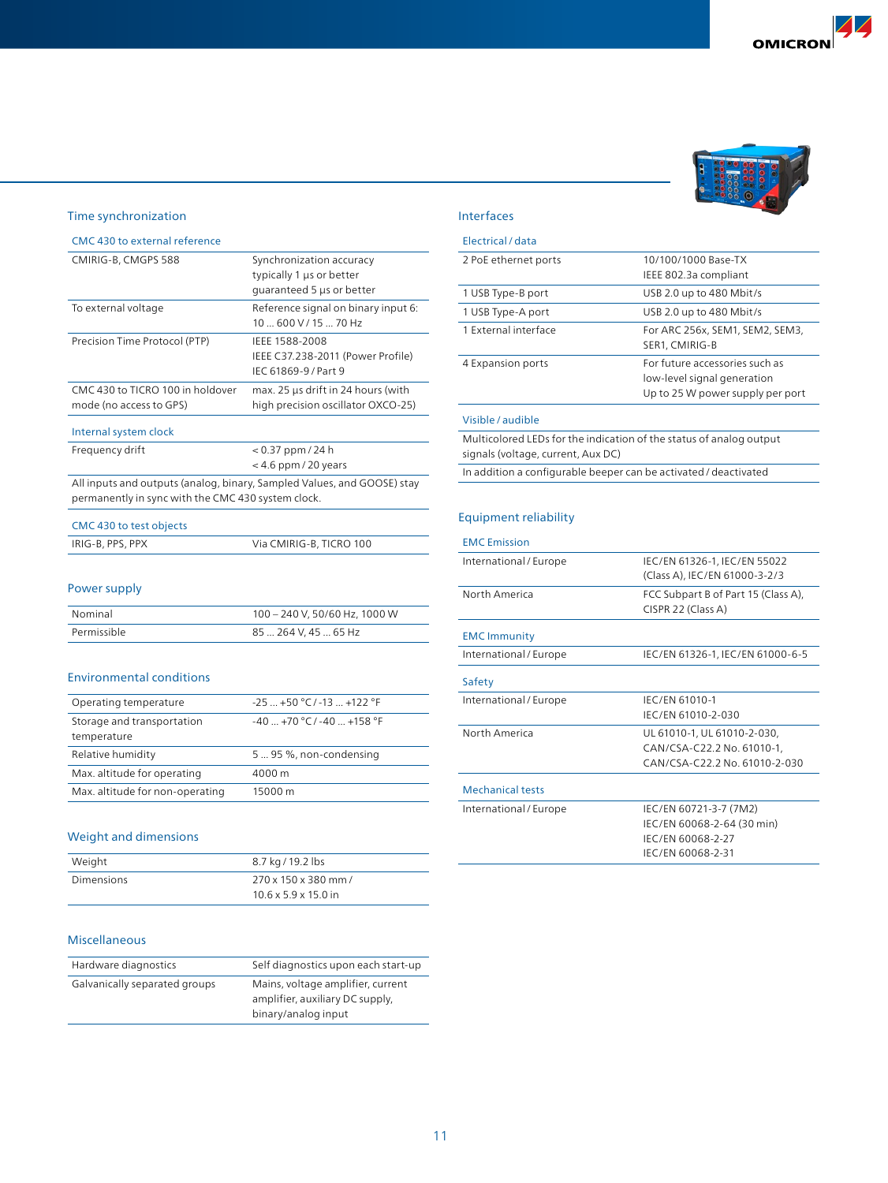## Time synchronization

### CMC 430 to external reference

| | |
|---|---|
| CMIRIG-B, CMGPS 588 | Synchronization accuracy<br>typically 1 µs or better<br>guaranteed 5 µs or better |
| To external voltage | Reference signal on binary input 6:<br>10 … 600 V / 15 … 70 Hz |
| Precision Time Protocol (PTP) | IEEE 1588-2008<br>IEEE C37.238-2011 (Power Profile)<br>IEC 61869-9 / Part 9 |
| CMC 430 to TICRO 100 in holdover mode (no access to GPS) | max. 25 µs drift in 24 hours (with high precision oscillator OXCO-25) |

### Internal system clock

| | |
|---|---|
| Frequency drift | < 0.37 ppm / 24 h<br>< 4.6 ppm / 20 years |

All inputs and outputs (analog, binary, Sampled Values, and GOOSE) stay permanently in sync with the CMC 430 system clock.

### CMC 430 to test objects

| | |
|---|---|
| IRIG-B, PPS, PPX | Via CMIRIG-B, TICRO 100 |

## Power supply

| | |
|---|---|
| Nominal | 100 – 240 V, 50/60 Hz, 1000 W |
| Permissible | 85 … 264 V, 45 … 65 Hz |

## Environmental conditions

| | |
|---|---|
| Operating temperature | -25 … +50 °C / -13 … +122 °F |
| Storage and transportation temperature | -40 … +70 °C / -40 … +158 °F |
| Relative humidity | 5 … 95 %, non-condensing |
| Max. altitude for operating | 4000 m |
| Max. altitude for non-operating | 15000 m |

## Weight and dimensions

| | |
|---|---|
| Weight | 8.7 kg / 19.2 lbs |
| Dimensions | 270 x 150 x 380 mm /<br>10.6 x 5.9 x 15.0 in |

## Miscellaneous

| | |
|---|---|
| Hardware diagnostics | Self diagnostics upon each start-up |
| Galvanically separated groups | Mains, voltage amplifier, current amplifier, auxiliary DC supply, binary/analog input |

## Interfaces

### Electrical / data

| | |
|---|---|
| 2 PoE ethernet ports | 10/100/1000 Base-TX<br>IEEE 802.3a compliant |
| 1 USB Type-B port | USB 2.0 up to 480 Mbit/s |
| 1 USB Type-A port | USB 2.0 up to 480 Mbit/s |
| 1 External interface | For ARC 256x, SEM1, SEM2, SEM3, SER1, CMIRIG-B |
| 4 Expansion ports | For future accessories such as low-level signal generation<br>Up to 25 W power supply per port |

### Visible / audible

Multicolored LEDs for the indication of the status of analog output signals (voltage, current, Aux DC)

In addition a configurable beeper can be activated / deactivated

## Equipment reliability

### EMC Emission

| | |
|---|---|
| International / Europe | IEC/EN 61326-1, IEC/EN 55022 (Class A), IEC/EN 61000-3-2/3 |
| North America | FCC Subpart B of Part 15 (Class A), CISPR 22 (Class A) |

### EMC Immunity

| | |
|---|---|
| International / Europe | IEC/EN 61326-1, IEC/EN 61000-6-5 |

### Safety

| | |
|---|---|
| International / Europe | IEC/EN 61010-1<br>IEC/EN 61010-2-030 |
| North America | UL 61010-1, UL 61010-2-030,<br>CAN/CSA-C22.2 No. 61010-1,<br>CAN/CSA-C22.2 No. 61010-2-030 |

### Mechanical tests

| | |
|---|---|
| International / Europe | IEC/EN 60721-3-7 (7M2)<br>IEC/EN 60068-2-64 (30 min)<br>IEC/EN 60068-2-27<br>IEC/EN 60068-2-31 |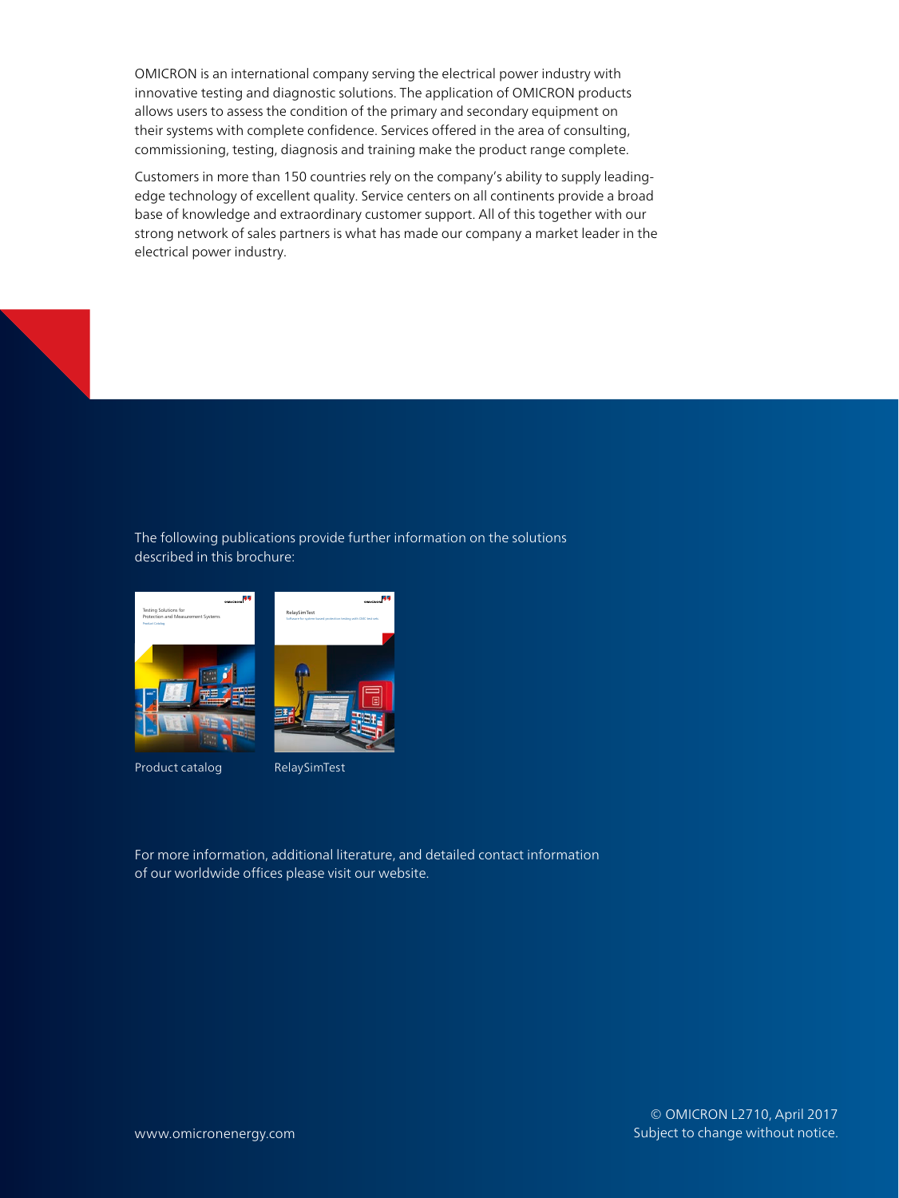OMICRON is an international company serving the electrical power industry with innovative testing and diagnostic solutions. The application of OMICRON products allows users to assess the condition of the primary and secondary equipment on their systems with complete confidence. Services offered in the area of consulting, commissioning, testing, diagnosis and training make the product range complete.

Customers in more than 150 countries rely on the company's ability to supply leading-edge technology of excellent quality. Service centers on all continents provide a broad base of knowledge and extraordinary customer support. All of this together with our strong network of sales partners is what has made our company a market leader in the electrical power industry.

The following publications provide further information on the solutions described in this brochure:

Product catalog

RelaySimTest

For more information, additional literature, and detailed contact information of our worldwide offices please visit our website.

www.omicronenergy.com

© OMICRON L2710, April 2017
Subject to change without notice.